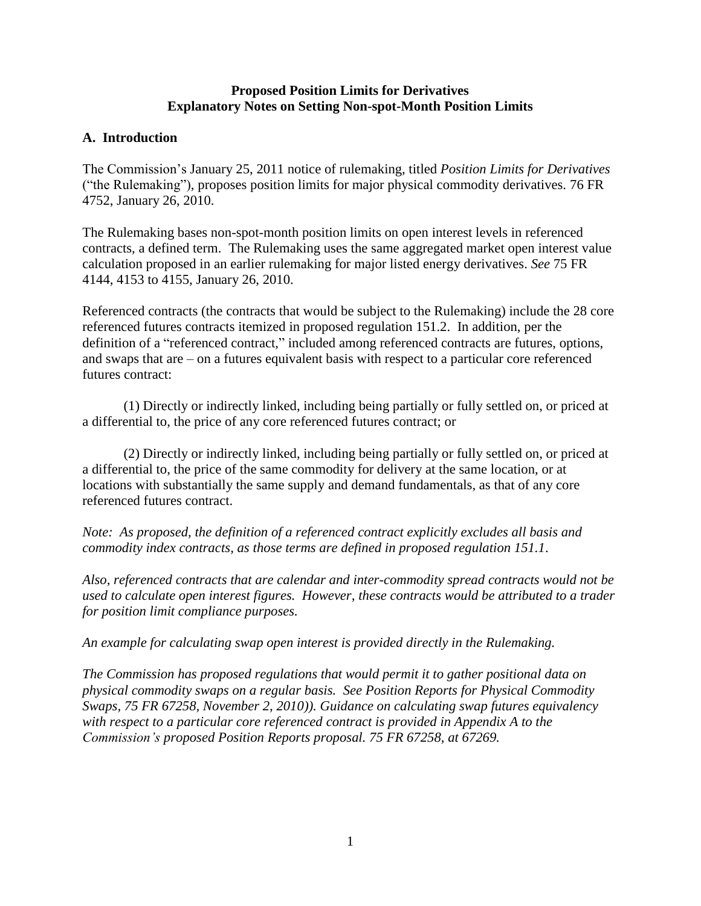**Proposed Position Limits for Derivatives**
**Explanatory Notes on Setting Non-spot-Month Position Limits**

## A. Introduction

The Commission's January 25, 2011 notice of rulemaking, titled *Position Limits for Derivatives* ("the Rulemaking"), proposes position limits for major physical commodity derivatives. 76 FR 4752, January 26, 2010.

The Rulemaking bases non-spot-month position limits on open interest levels in referenced contracts, a defined term. The Rulemaking uses the same aggregated market open interest value calculation proposed in an earlier rulemaking for major listed energy derivatives. *See* 75 FR 4144, 4153 to 4155, January 26, 2010.

Referenced contracts (the contracts that would be subject to the Rulemaking) include the 28 core referenced futures contracts itemized in proposed regulation 151.2. In addition, per the definition of a "referenced contract," included among referenced contracts are futures, options, and swaps that are – on a futures equivalent basis with respect to a particular core referenced futures contract:

(1) Directly or indirectly linked, including being partially or fully settled on, or priced at a differential to, the price of any core referenced futures contract; or

(2) Directly or indirectly linked, including being partially or fully settled on, or priced at a differential to, the price of the same commodity for delivery at the same location, or at locations with substantially the same supply and demand fundamentals, as that of any core referenced futures contract.

*Note: As proposed, the definition of a referenced contract explicitly excludes all basis and commodity index contracts, as those terms are defined in proposed regulation 151.1.*

*Also, referenced contracts that are calendar and inter-commodity spread contracts would not be used to calculate open interest figures. However, these contracts would be attributed to a trader for position limit compliance purposes.*

*An example for calculating swap open interest is provided directly in the Rulemaking.*

*The Commission has proposed regulations that would permit it to gather positional data on physical commodity swaps on a regular basis. See Position Reports for Physical Commodity Swaps, 75 FR 67258, November 2, 2010)). Guidance on calculating swap futures equivalency with respect to a particular core referenced contract is provided in Appendix A to the Commission's proposed Position Reports proposal. 75 FR 67258, at 67269.*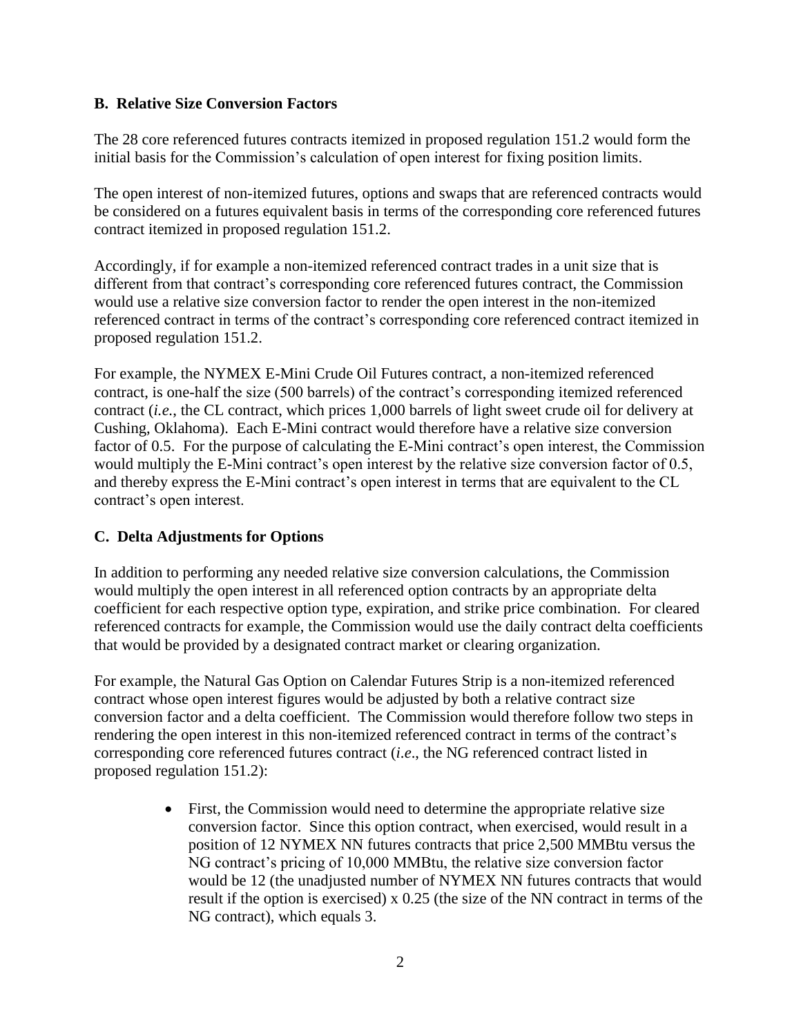### B. Relative Size Conversion Factors

The 28 core referenced futures contracts itemized in proposed regulation 151.2 would form the initial basis for the Commission's calculation of open interest for fixing position limits.

The open interest of non-itemized futures, options and swaps that are referenced contracts would be considered on a futures equivalent basis in terms of the corresponding core referenced futures contract itemized in proposed regulation 151.2.

Accordingly, if for example a non-itemized referenced contract trades in a unit size that is different from that contract's corresponding core referenced futures contract, the Commission would use a relative size conversion factor to render the open interest in the non-itemized referenced contract in terms of the contract's corresponding core referenced contract itemized in proposed regulation 151.2.

For example, the NYMEX E-Mini Crude Oil Futures contract, a non-itemized referenced contract, is one-half the size (500 barrels) of the contract's corresponding itemized referenced contract (*i.e.*, the CL contract, which prices 1,000 barrels of light sweet crude oil for delivery at Cushing, Oklahoma). Each E-Mini contract would therefore have a relative size conversion factor of 0.5. For the purpose of calculating the E-Mini contract's open interest, the Commission would multiply the E-Mini contract's open interest by the relative size conversion factor of 0.5, and thereby express the E-Mini contract's open interest in terms that are equivalent to the CL contract's open interest.

### C. Delta Adjustments for Options

In addition to performing any needed relative size conversion calculations, the Commission would multiply the open interest in all referenced option contracts by an appropriate delta coefficient for each respective option type, expiration, and strike price combination. For cleared referenced contracts for example, the Commission would use the daily contract delta coefficients that would be provided by a designated contract market or clearing organization.

For example, the Natural Gas Option on Calendar Futures Strip is a non-itemized referenced contract whose open interest figures would be adjusted by both a relative contract size conversion factor and a delta coefficient. The Commission would therefore follow two steps in rendering the open interest in this non-itemized referenced contract in terms of the contract's corresponding core referenced futures contract (*i.e*., the NG referenced contract listed in proposed regulation 151.2):

- First, the Commission would need to determine the appropriate relative size conversion factor. Since this option contract, when exercised, would result in a position of 12 NYMEX NN futures contracts that price 2,500 MMBtu versus the NG contract's pricing of 10,000 MMBtu, the relative size conversion factor would be 12 (the unadjusted number of NYMEX NN futures contracts that would result if the option is exercised) x 0.25 (the size of the NN contract in terms of the NG contract), which equals 3.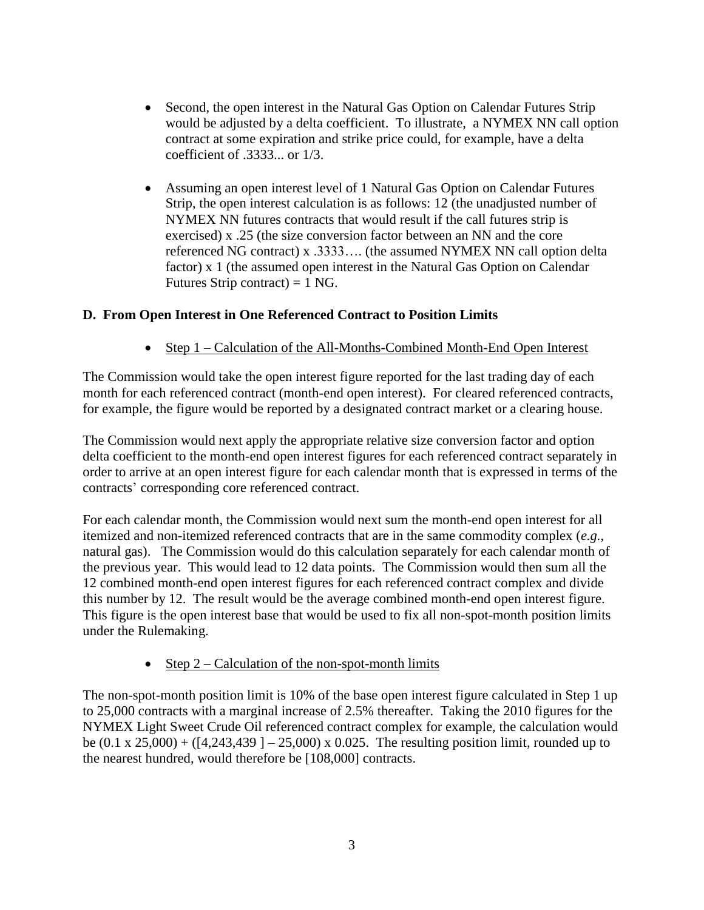- Second, the open interest in the Natural Gas Option on Calendar Futures Strip would be adjusted by a delta coefficient. To illustrate, a NYMEX NN call option contract at some expiration and strike price could, for example, have a delta coefficient of .3333... or 1/3.

- Assuming an open interest level of 1 Natural Gas Option on Calendar Futures Strip, the open interest calculation is as follows: 12 (the unadjusted number of NYMEX NN futures contracts that would result if the call futures strip is exercised) x .25 (the size conversion factor between an NN and the core referenced NG contract) x .3333…. (the assumed NYMEX NN call option delta factor) x 1 (the assumed open interest in the Natural Gas Option on Calendar Futures Strip contract) = 1 NG.

## D. From Open Interest in One Referenced Contract to Position Limits

- Step 1 – Calculation of the All-Months-Combined Month-End Open Interest

The Commission would take the open interest figure reported for the last trading day of each month for each referenced contract (month-end open interest). For cleared referenced contracts, for example, the figure would be reported by a designated contract market or a clearing house.

The Commission would next apply the appropriate relative size conversion factor and option delta coefficient to the month-end open interest figures for each referenced contract separately in order to arrive at an open interest figure for each calendar month that is expressed in terms of the contracts' corresponding core referenced contract.

For each calendar month, the Commission would next sum the month-end open interest for all itemized and non-itemized referenced contracts that are in the same commodity complex (*e.g.*, natural gas). The Commission would do this calculation separately for each calendar month of the previous year. This would lead to 12 data points. The Commission would then sum all the 12 combined month-end open interest figures for each referenced contract complex and divide this number by 12. The result would be the average combined month-end open interest figure. This figure is the open interest base that would be used to fix all non-spot-month position limits under the Rulemaking.

- Step 2 – Calculation of the non-spot-month limits

The non-spot-month position limit is 10% of the base open interest figure calculated in Step 1 up to 25,000 contracts with a marginal increase of 2.5% thereafter. Taking the 2010 figures for the NYMEX Light Sweet Crude Oil referenced contract complex for example, the calculation would be (0.1 x 25,000) + ([4,243,439 ] – 25,000) x 0.025. The resulting position limit, rounded up to the nearest hundred, would therefore be [108,000] contracts.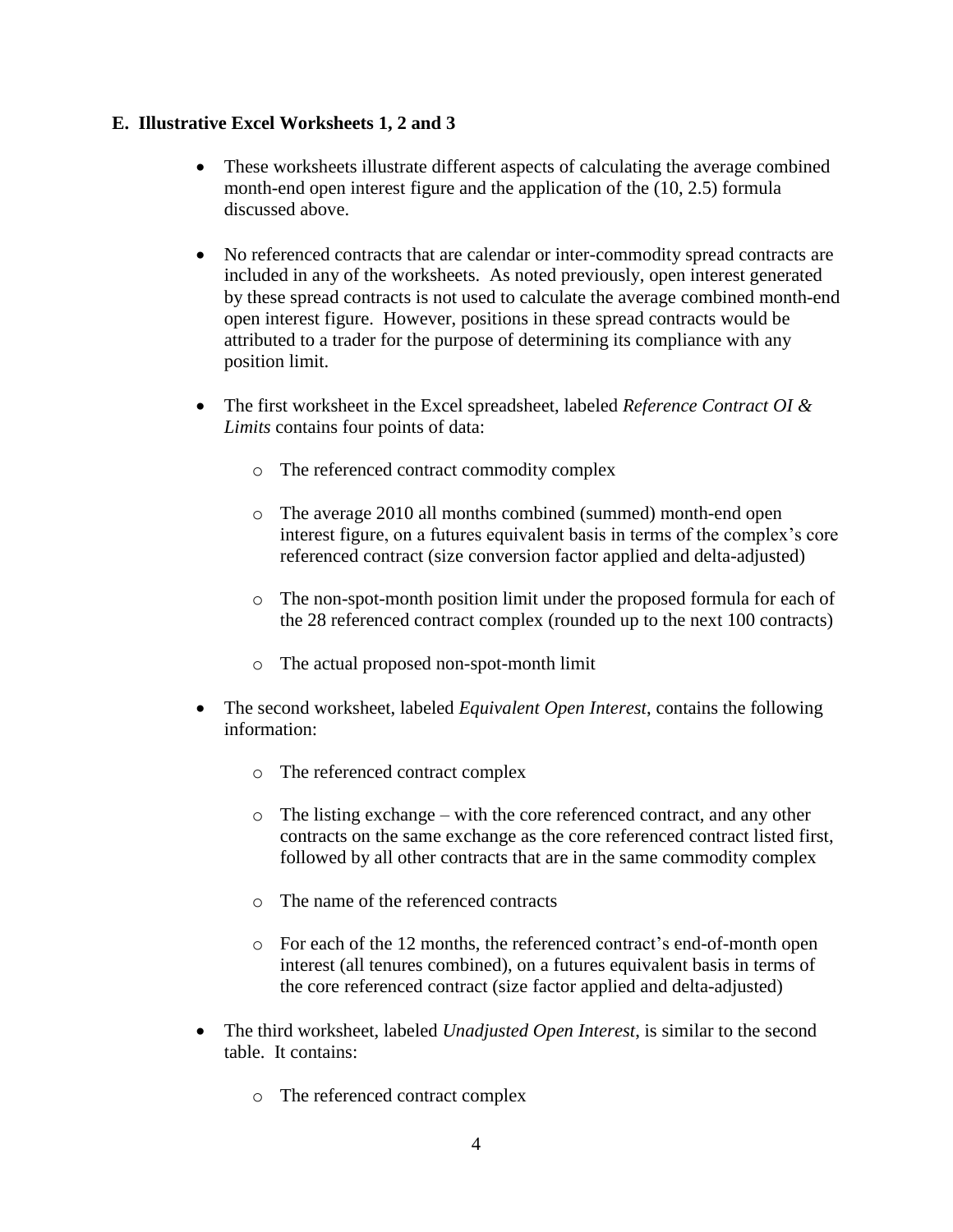### E. Illustrative Excel Worksheets 1, 2 and 3

- These worksheets illustrate different aspects of calculating the average combined month-end open interest figure and the application of the (10, 2.5) formula discussed above.

- No referenced contracts that are calendar or inter-commodity spread contracts are included in any of the worksheets. As noted previously, open interest generated by these spread contracts is not used to calculate the average combined month-end open interest figure. However, positions in these spread contracts would be attributed to a trader for the purpose of determining its compliance with any position limit.

- The first worksheet in the Excel spreadsheet, labeled *Reference Contract OI & Limits* contains four points of data:
  - The referenced contract commodity complex
  - The average 2010 all months combined (summed) month-end open interest figure, on a futures equivalent basis in terms of the complex's core referenced contract (size conversion factor applied and delta-adjusted)
  - The non-spot-month position limit under the proposed formula for each of the 28 referenced contract complex (rounded up to the next 100 contracts)
  - The actual proposed non-spot-month limit

- The second worksheet, labeled *Equivalent Open Interest*, contains the following information:
  - The referenced contract complex
  - The listing exchange – with the core referenced contract, and any other contracts on the same exchange as the core referenced contract listed first, followed by all other contracts that are in the same commodity complex
  - The name of the referenced contracts
  - For each of the 12 months, the referenced contract's end-of-month open interest (all tenures combined), on a futures equivalent basis in terms of the core referenced contract (size factor applied and delta-adjusted)

- The third worksheet, labeled *Unadjusted Open Interest*, is similar to the second table. It contains:
  - The referenced contract complex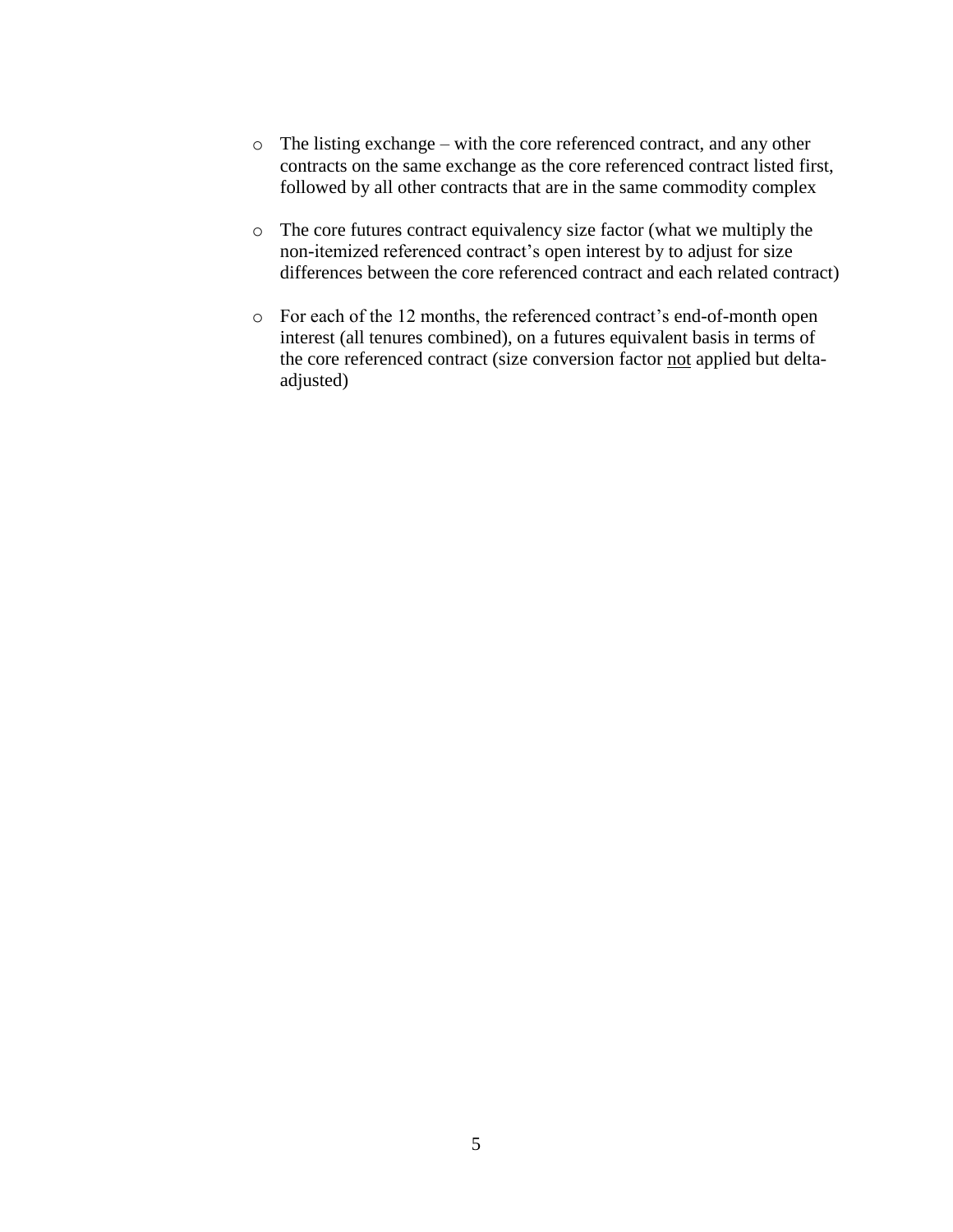- The listing exchange – with the core referenced contract, and any other contracts on the same exchange as the core referenced contract listed first, followed by all other contracts that are in the same commodity complex

- The core futures contract equivalency size factor (what we multiply the non-itemized referenced contract's open interest by to adjust for size differences between the core referenced contract and each related contract)

- For each of the 12 months, the referenced contract's end-of-month open interest (all tenures combined), on a futures equivalent basis in terms of the core referenced contract (size conversion factor <u>not</u> applied but delta-adjusted)